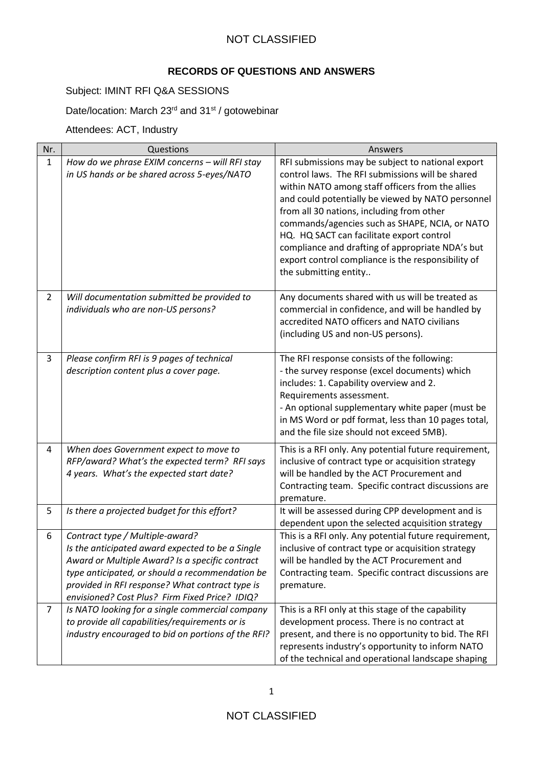NOT CLASSIFIED

**RECORDS OF QUESTIONS AND ANSWERS**

Subject: IMINT RFI Q&A SESSIONS

Date/location: March 23rd and 31st / gotowebinar

Attendees: ACT, Industry

| Nr. | Questions | Answers |
|---|---|---|
| 1 | *How do we phrase EXIM concerns – will RFI stay in US hands or be shared across 5-eyes/NATO* | RFI submissions may be subject to national export control laws. The RFI submissions will be shared within NATO among staff officers from the allies and could potentially be viewed by NATO personnel from all 30 nations, including from other commands/agencies such as SHAPE, NCIA, or NATO HQ. HQ SACT can facilitate export control compliance and drafting of appropriate NDA's but export control compliance is the responsibility of the submitting entity.. |
| 2 | *Will documentation submitted be provided to individuals who are non-US persons?* | Any documents shared with us will be treated as commercial in confidence, and will be handled by accredited NATO officers and NATO civilians (including US and non-US persons). |
| 3 | *Please confirm RFI is 9 pages of technical description content plus a cover page.* | The RFI response consists of the following:<br>- the survey response (excel documents) which includes: 1. Capability overview and 2. Requirements assessment.<br>- An optional supplementary white paper (must be in MS Word or pdf format, less than 10 pages total, and the file size should not exceed 5MB). |
| 4 | *When does Government expect to move to RFP/award? What's the expected term? RFI says 4 years. What's the expected start date?* | This is a RFI only. Any potential future requirement, inclusive of contract type or acquisition strategy will be handled by the ACT Procurement and Contracting team. Specific contract discussions are premature. |
| 5 | *Is there a projected budget for this effort?* | It will be assessed during CPP development and is dependent upon the selected acquisition strategy |
| 6 | *Contract type / Multiple-award?*<br>*Is the anticipated award expected to be a Single Award or Multiple Award? Is a specific contract type anticipated, or should a recommendation be provided in RFI response? What contract type is envisioned? Cost Plus? Firm Fixed Price? IDIQ?* | This is a RFI only. Any potential future requirement, inclusive of contract type or acquisition strategy will be handled by the ACT Procurement and Contracting team. Specific contract discussions are premature. |
| 7 | *Is NATO looking for a single commercial company to provide all capabilities/requirements or is industry encouraged to bid on portions of the RFI?* | This is a RFI only at this stage of the capability development process. There is no contract at present, and there is no opportunity to bid. The RFI represents industry's opportunity to inform NATO of the technical and operational landscape shaping |

NOT CLASSIFIED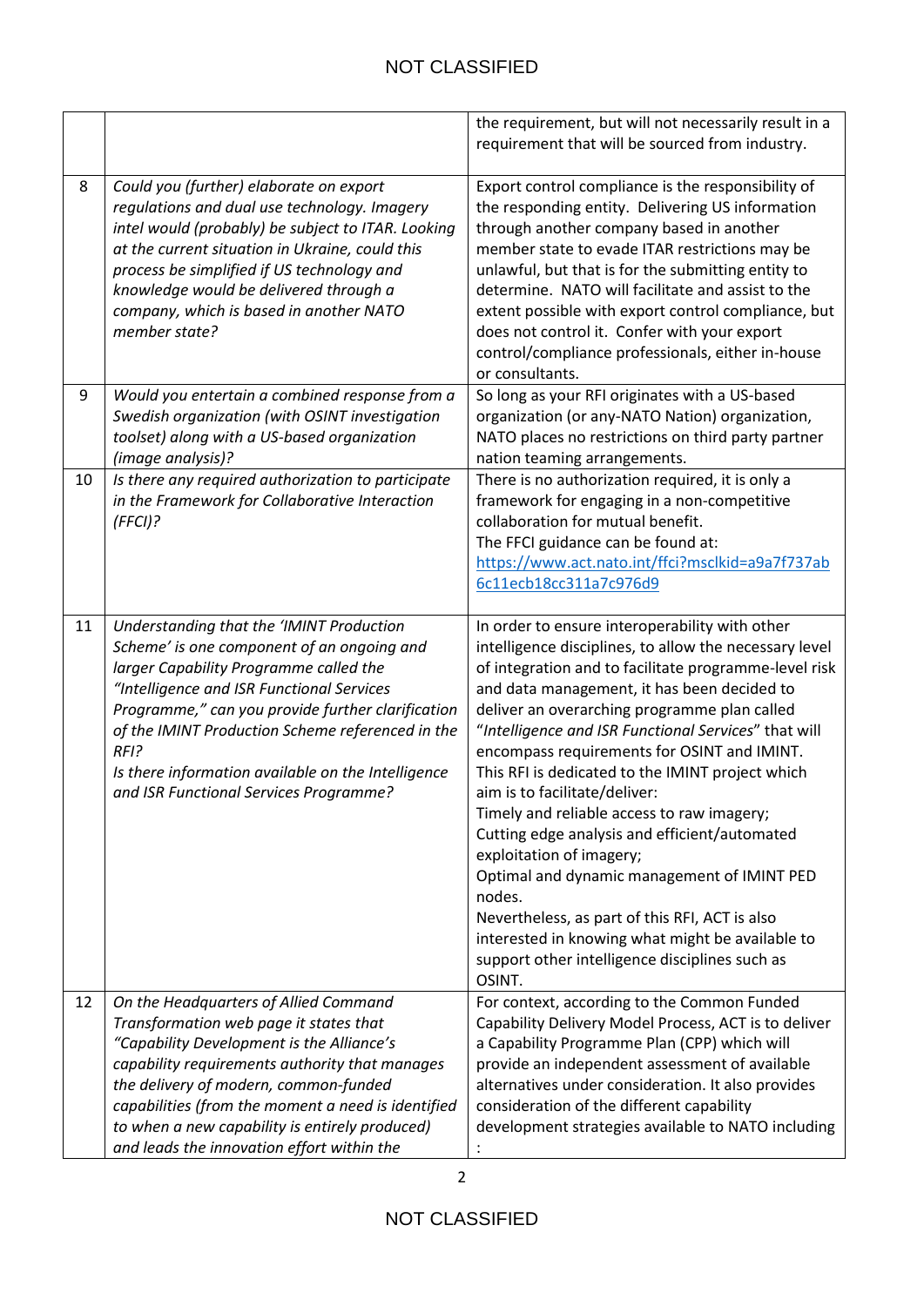| | | |
|---|---|---|
| | | the requirement, but will not necessarily result in a requirement that will be sourced from industry. |
| 8 | *Could you (further) elaborate on export regulations and dual use technology. Imagery intel would (probably) be subject to ITAR. Looking at the current situation in Ukraine, could this process be simplified if US technology and knowledge would be delivered through a company, which is based in another NATO member state?* | Export control compliance is the responsibility of the responding entity. Delivering US information through another company based in another member state to evade ITAR restrictions may be unlawful, but that is for the submitting entity to determine. NATO will facilitate and assist to the extent possible with export control compliance, but does not control it. Confer with your export control/compliance professionals, either in-house or consultants. |
| 9 | *Would you entertain a combined response from a Swedish organization (with OSINT investigation toolset) along with a US-based organization (image analysis)?* | So long as your RFI originates with a US-based organization (or any-NATO Nation) organization, NATO places no restrictions on third party partner nation teaming arrangements. |
| 10 | *Is there any required authorization to participate in the Framework for Collaborative Interaction (FFCI)?* | There is no authorization required, it is only a framework for engaging in a non-competitive collaboration for mutual benefit.<br>The FFCI guidance can be found at: [https://www.act.nato.int/ffci?msclkid=a9a7f737ab6c11ecb18cc311a7c976d9](https://www.act.nato.int/ffci?msclkid=a9a7f737ab6c11ecb18cc311a7c976d9) |
| 11 | *Understanding that the 'IMINT Production Scheme' is one component of an ongoing and larger Capability Programme called the "Intelligence and ISR Functional Services Programme," can you provide further clarification of the IMINT Production Scheme referenced in the RFI?*<br>*Is there information available on the Intelligence and ISR Functional Services Programme?* | In order to ensure interoperability with other intelligence disciplines, to allow the necessary level of integration and to facilitate programme-level risk and data management, it has been decided to deliver an overarching programme plan called "*Intelligence and ISR Functional Services*" that will encompass requirements for OSINT and IMINT. This RFI is dedicated to the IMINT project which aim is to facilitate/deliver:<br>Timely and reliable access to raw imagery;<br>Cutting edge analysis and efficient/automated exploitation of imagery;<br>Optimal and dynamic management of IMINT PED nodes.<br>Nevertheless, as part of this RFI, ACT is also interested in knowing what might be available to support other intelligence disciplines such as OSINT. |
| 12 | *On the Headquarters of Allied Command Transformation web page it states that "Capability Development is the Alliance's capability requirements authority that manages the delivery of modern, common-funded capabilities (from the moment a need is identified to when a new capability is entirely produced) and leads the innovation effort within the* | For context, according to the Common Funded Capability Delivery Model Process, ACT is to deliver a Capability Programme Plan (CPP) which will provide an independent assessment of available alternatives under consideration. It also provides consideration of the different capability development strategies available to NATO including : |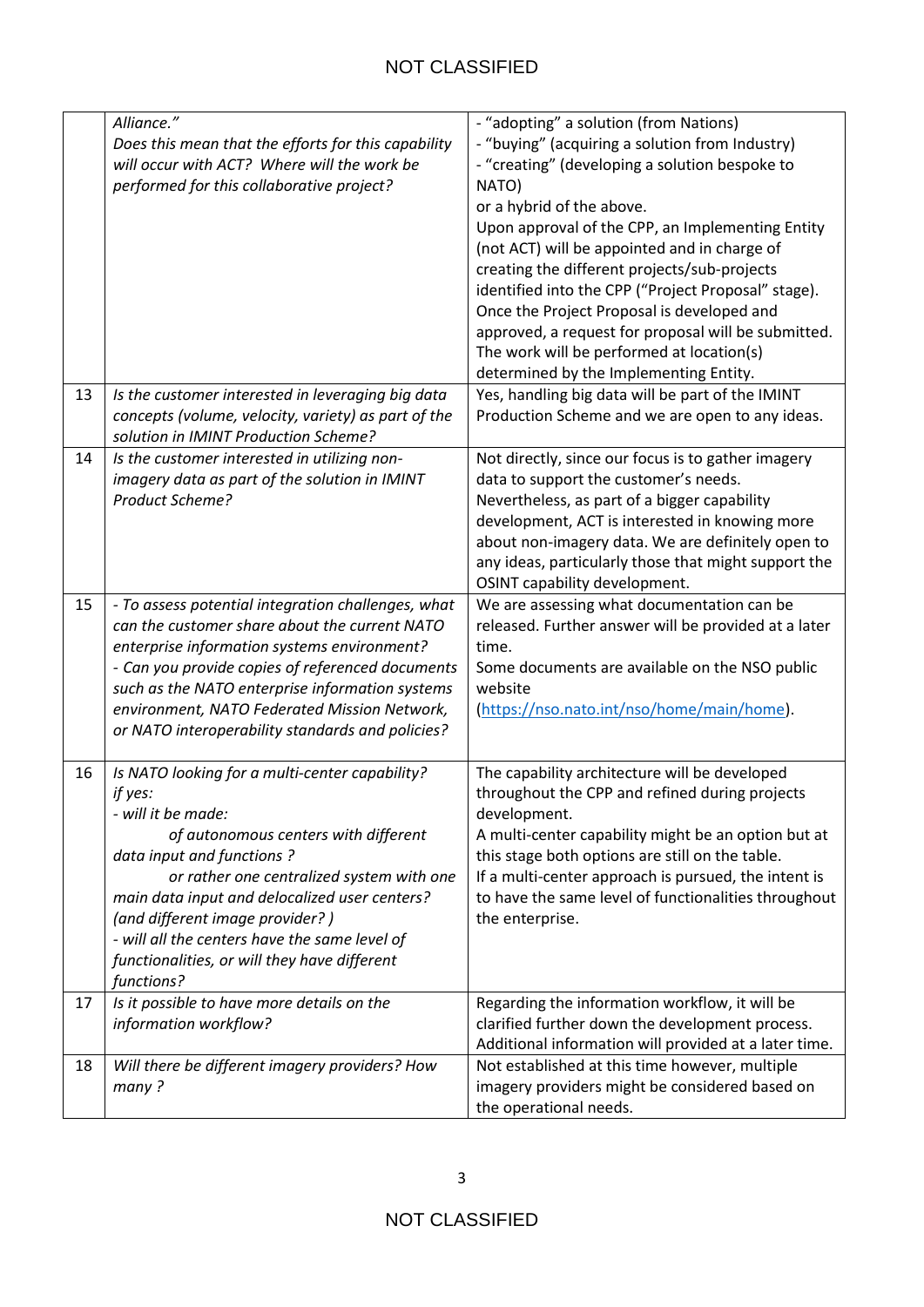| | | |
|---|---|---|
| | *Alliance."*<br>*Does this mean that the efforts for this capability will occur with ACT? Where will the work be performed for this collaborative project?* | - "adopting" a solution (from Nations)<br>- "buying" (acquiring a solution from Industry)<br>- "creating" (developing a solution bespoke to NATO)<br>or a hybrid of the above.<br>Upon approval of the CPP, an Implementing Entity (not ACT) will be appointed and in charge of creating the different projects/sub-projects identified into the CPP ("Project Proposal" stage). Once the Project Proposal is developed and approved, a request for proposal will be submitted. The work will be performed at location(s) determined by the Implementing Entity. |
| 13 | *Is the customer interested in leveraging big data concepts (volume, velocity, variety) as part of the solution in IMINT Production Scheme?* | Yes, handling big data will be part of the IMINT Production Scheme and we are open to any ideas. |
| 14 | *Is the customer interested in utilizing non-imagery data as part of the solution in IMINT Product Scheme?* | Not directly, since our focus is to gather imagery data to support the customer's needs.<br>Nevertheless, as part of a bigger capability development, ACT is interested in knowing more about non-imagery data. We are definitely open to any ideas, particularly those that might support the OSINT capability development. |
| 15 | *- To assess potential integration challenges, what can the customer share about the current NATO enterprise information systems environment?*<br>*- Can you provide copies of referenced documents such as the NATO enterprise information systems environment, NATO Federated Mission Network, or NATO interoperability standards and policies?* | We are assessing what documentation can be released. Further answer will be provided at a later time.<br>Some documents are available on the NSO public website (https://nso.nato.int/nso/home/main/home). |
| 16 | *Is NATO looking for a multi-center capability?*<br>*if yes:*<br>*- will it be made:*<br>*of autonomous centers with different data input and functions ?*<br>*or rather one centralized system with one main data input and delocalized user centers? (and different image provider? )*<br>*- will all the centers have the same level of functionalities, or will they have different functions?* | The capability architecture will be developed throughout the CPP and refined during projects development.<br>A multi-center capability might be an option but at this stage both options are still on the table.<br>If a multi-center approach is pursued, the intent is to have the same level of functionalities throughout the enterprise. |
| 17 | *Is it possible to have more details on the information workflow?* | Regarding the information workflow, it will be clarified further down the development process. Additional information will provided at a later time. |
| 18 | *Will there be different imagery providers? How many ?* | Not established at this time however, multiple imagery providers might be considered based on the operational needs. |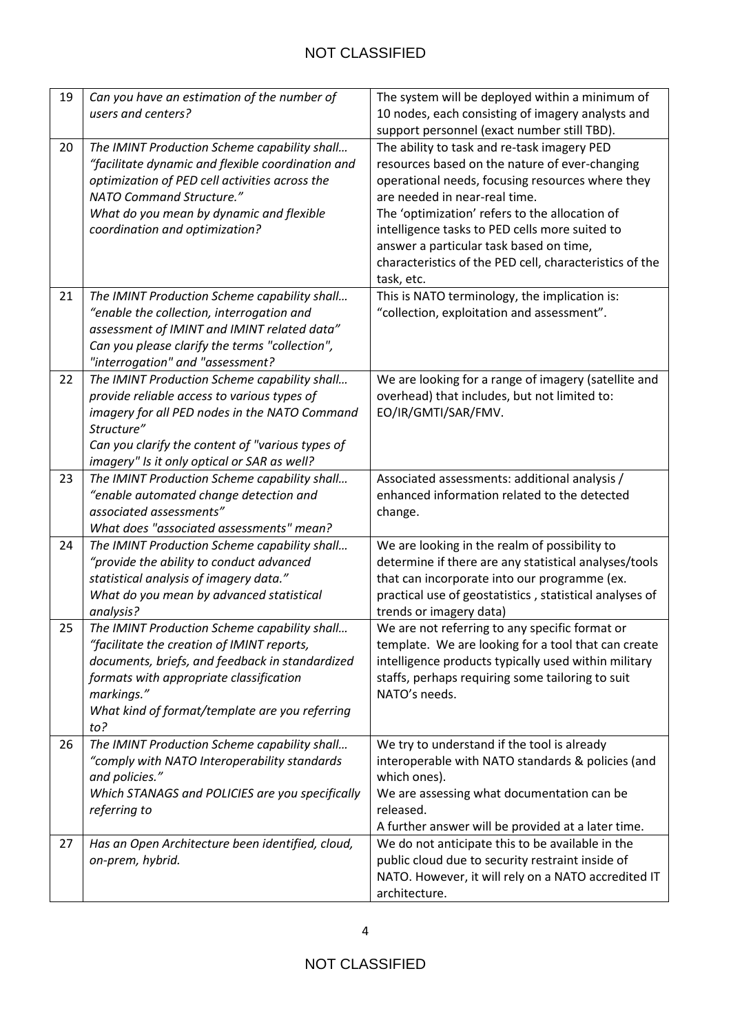| 19 | *Can you have an estimation of the number of users and centers?* | The system will be deployed within a minimum of 10 nodes, each consisting of imagery analysts and support personnel (exact number still TBD). |
|---|---|---|
| 20 | *The IMINT Production Scheme capability shall… "facilitate dynamic and flexible coordination and optimization of PED cell activities across the NATO Command Structure."*<br>*What do you mean by dynamic and flexible coordination and optimization?* | The ability to task and re-task imagery PED resources based on the nature of ever-changing operational needs, focusing resources where they are needed in near-real time.<br>The 'optimization' refers to the allocation of intelligence tasks to PED cells more suited to answer a particular task based on time, characteristics of the PED cell, characteristics of the task, etc. |
| 21 | *The IMINT Production Scheme capability shall… "enable the collection, interrogation and assessment of IMINT and IMINT related data"*<br>*Can you please clarify the terms "collection", "interrogation" and "assessment?* | This is NATO terminology, the implication is: "collection, exploitation and assessment". |
| 22 | *The IMINT Production Scheme capability shall… provide reliable access to various types of imagery for all PED nodes in the NATO Command Structure"*<br>*Can you clarify the content of "various types of imagery" Is it only optical or SAR as well?* | We are looking for a range of imagery (satellite and overhead) that includes, but not limited to: EO/IR/GMTI/SAR/FMV. |
| 23 | *The IMINT Production Scheme capability shall… "enable automated change detection and associated assessments"*<br>*What does "associated assessments" mean?* | Associated assessments: additional analysis / enhanced information related to the detected change. |
| 24 | *The IMINT Production Scheme capability shall… "provide the ability to conduct advanced statistical analysis of imagery data."*<br>*What do you mean by advanced statistical analysis?* | We are looking in the realm of possibility to determine if there are any statistical analyses/tools that can incorporate into our programme (ex. practical use of geostatistics , statistical analyses of trends or imagery data) |
| 25 | *The IMINT Production Scheme capability shall… "facilitate the creation of IMINT reports, documents, briefs, and feedback in standardized formats with appropriate classification markings."*<br>*What kind of format/template are you referring to?* | We are not referring to any specific format or template. We are looking for a tool that can create intelligence products typically used within military staffs, perhaps requiring some tailoring to suit NATO's needs. |
| 26 | *The IMINT Production Scheme capability shall… "comply with NATO Interoperability standards and policies."*<br>*Which STANAGS and POLICIES are you specifically referring to* | We try to understand if the tool is already interoperable with NATO standards & policies (and which ones).<br>We are assessing what documentation can be released.<br>A further answer will be provided at a later time. |
| 27 | *Has an Open Architecture been identified, cloud, on-prem, hybrid.* | We do not anticipate this to be available in the public cloud due to security restraint inside of NATO. However, it will rely on a NATO accredited IT architecture. |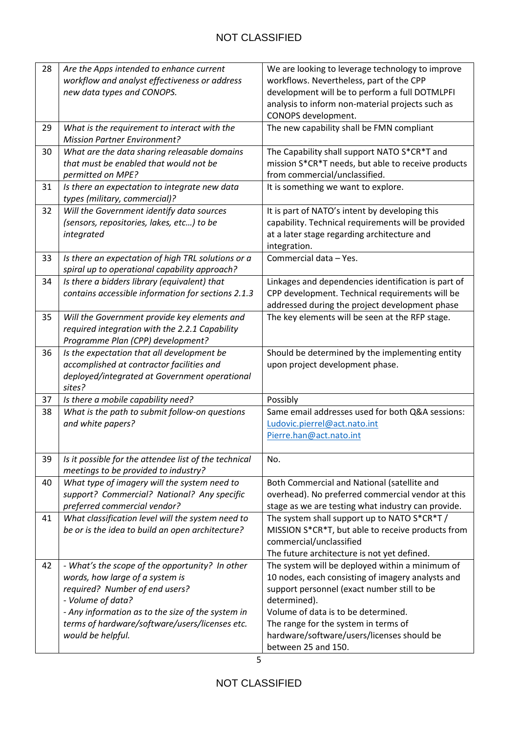| | | |
|---|---|---|
| 28 | *Are the Apps intended to enhance current workflow and analyst effectiveness or address new data types and CONOPS.* | We are looking to leverage technology to improve workflows. Nevertheless, part of the CPP development will be to perform a full DOTMLPFI analysis to inform non-material projects such as CONOPS development. |
| 29 | *What is the requirement to interact with the Mission Partner Environment?* | The new capability shall be FMN compliant |
| 30 | *What are the data sharing releasable domains that must be enabled that would not be permitted on MPE?* | The Capability shall support NATO S*CR*T and mission S*CR*T needs, but able to receive products from commercial/unclassified. |
| 31 | *Is there an expectation to integrate new data types (military, commercial)?* | It is something we want to explore. |
| 32 | *Will the Government identify data sources (sensors, repositories, lakes, etc…) to be integrated* | It is part of NATO's intent by developing this capability. Technical requirements will be provided at a later stage regarding architecture and integration. |
| 33 | *Is there an expectation of high TRL solutions or a spiral up to operational capability approach?* | Commercial data – Yes. |
| 34 | *Is there a bidders library (equivalent) that contains accessible information for sections 2.1.3* | Linkages and dependencies identification is part of CPP development. Technical requirements will be addressed during the project development phase |
| 35 | *Will the Government provide key elements and required integration with the 2.2.1 Capability Programme Plan (CPP) development?* | The key elements will be seen at the RFP stage. |
| 36 | *Is the expectation that all development be accomplished at contractor facilities and deployed/integrated at Government operational sites?* | Should be determined by the implementing entity upon project development phase. |
| 37 | *Is there a mobile capability need?* | Possibly |
| 38 | *What is the path to submit follow-on questions and white papers?* | Same email addresses used for both Q&A sessions: [Ludovic.pierrel@act.nato.int](mailto:Ludovic.pierrel@act.nato.int) [Pierre.han@act.nato.int](mailto:Pierre.han@act.nato.int) |
| 39 | *Is it possible for the attendee list of the technical meetings to be provided to industry?* | No. |
| 40 | *What type of imagery will the system need to support? Commercial? National? Any specific preferred commercial vendor?* | Both Commercial and National (satellite and overhead). No preferred commercial vendor at this stage as we are testing what industry can provide. |
| 41 | *What classification level will the system need to be or is the idea to build an open architecture?* | The system shall support up to NATO S*CR*T / MISSION S*CR*T, but able to receive products from commercial/unclassified<br>The future architecture is not yet defined. |
| 42 | *- What's the scope of the opportunity? In other words, how large of a system is required? Number of end users?*<br>*- Volume of data?*<br>*- Any information as to the size of the system in terms of hardware/software/users/licenses etc. would be helpful.* | The system will be deployed within a minimum of 10 nodes, each consisting of imagery analysts and support personnel (exact number still to be determined).<br>Volume of data is to be determined.<br>The range for the system in terms of hardware/software/users/licenses should be between 25 and 150. |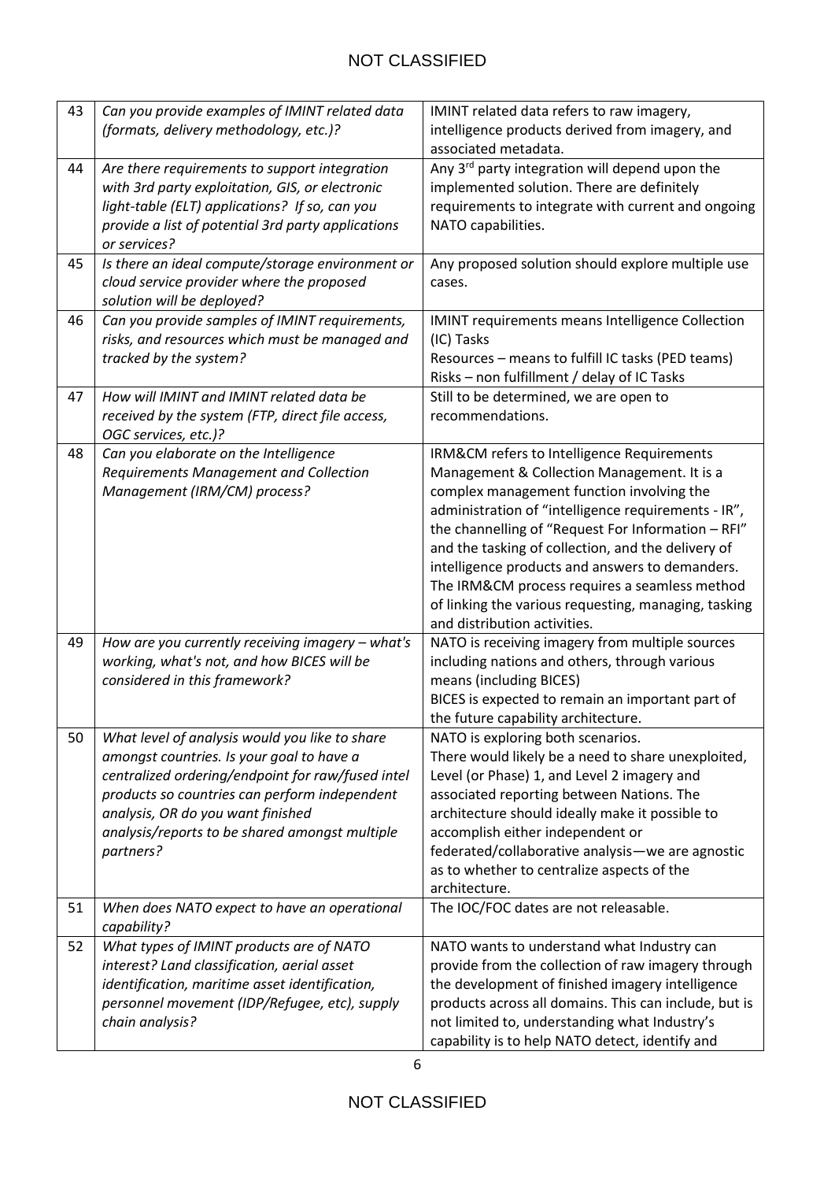| | | |
|---|---|---|
| 43 | *Can you provide examples of IMINT related data (formats, delivery methodology, etc.)?* | IMINT related data refers to raw imagery, intelligence products derived from imagery, and associated metadata. |
| 44 | *Are there requirements to support integration with 3rd party exploitation, GIS, or electronic light-table (ELT) applications? If so, can you provide a list of potential 3rd party applications or services?* | Any 3rd party integration will depend upon the implemented solution. There are definitely requirements to integrate with current and ongoing NATO capabilities. |
| 45 | *Is there an ideal compute/storage environment or cloud service provider where the proposed solution will be deployed?* | Any proposed solution should explore multiple use cases. |
| 46 | *Can you provide samples of IMINT requirements, risks, and resources which must be managed and tracked by the system?* | IMINT requirements means Intelligence Collection (IC) Tasks<br>Resources – means to fulfill IC tasks (PED teams)<br>Risks – non fulfillment / delay of IC Tasks |
| 47 | *How will IMINT and IMINT related data be received by the system (FTP, direct file access, OGC services, etc.)?* | Still to be determined, we are open to recommendations. |
| 48 | *Can you elaborate on the Intelligence Requirements Management and Collection Management (IRM/CM) process?* | IRM&CM refers to Intelligence Requirements Management & Collection Management. It is a complex management function involving the administration of "intelligence requirements - IR", the channelling of "Request For Information – RFI" and the tasking of collection, and the delivery of intelligence products and answers to demanders. The IRM&CM process requires a seamless method of linking the various requesting, managing, tasking and distribution activities. |
| 49 | *How are you currently receiving imagery – what's working, what's not, and how BICES will be considered in this framework?* | NATO is receiving imagery from multiple sources including nations and others, through various means (including BICES)<br>BICES is expected to remain an important part of the future capability architecture. |
| 50 | *What level of analysis would you like to share amongst countries. Is your goal to have a centralized ordering/endpoint for raw/fused intel products so countries can perform independent analysis, OR do you want finished analysis/reports to be shared amongst multiple partners?* | NATO is exploring both scenarios.<br>There would likely be a need to share unexploited, Level (or Phase) 1, and Level 2 imagery and associated reporting between Nations. The architecture should ideally make it possible to accomplish either independent or federated/collaborative analysis—we are agnostic as to whether to centralize aspects of the architecture. |
| 51 | *When does NATO expect to have an operational capability?* | The IOC/FOC dates are not releasable. |
| 52 | *What types of IMINT products are of NATO interest? Land classification, aerial asset identification, maritime asset identification, personnel movement (IDP/Refugee, etc), supply chain analysis?* | NATO wants to understand what Industry can provide from the collection of raw imagery through the development of finished imagery intelligence products across all domains. This can include, but is not limited to, understanding what Industry's capability is to help NATO detect, identify and |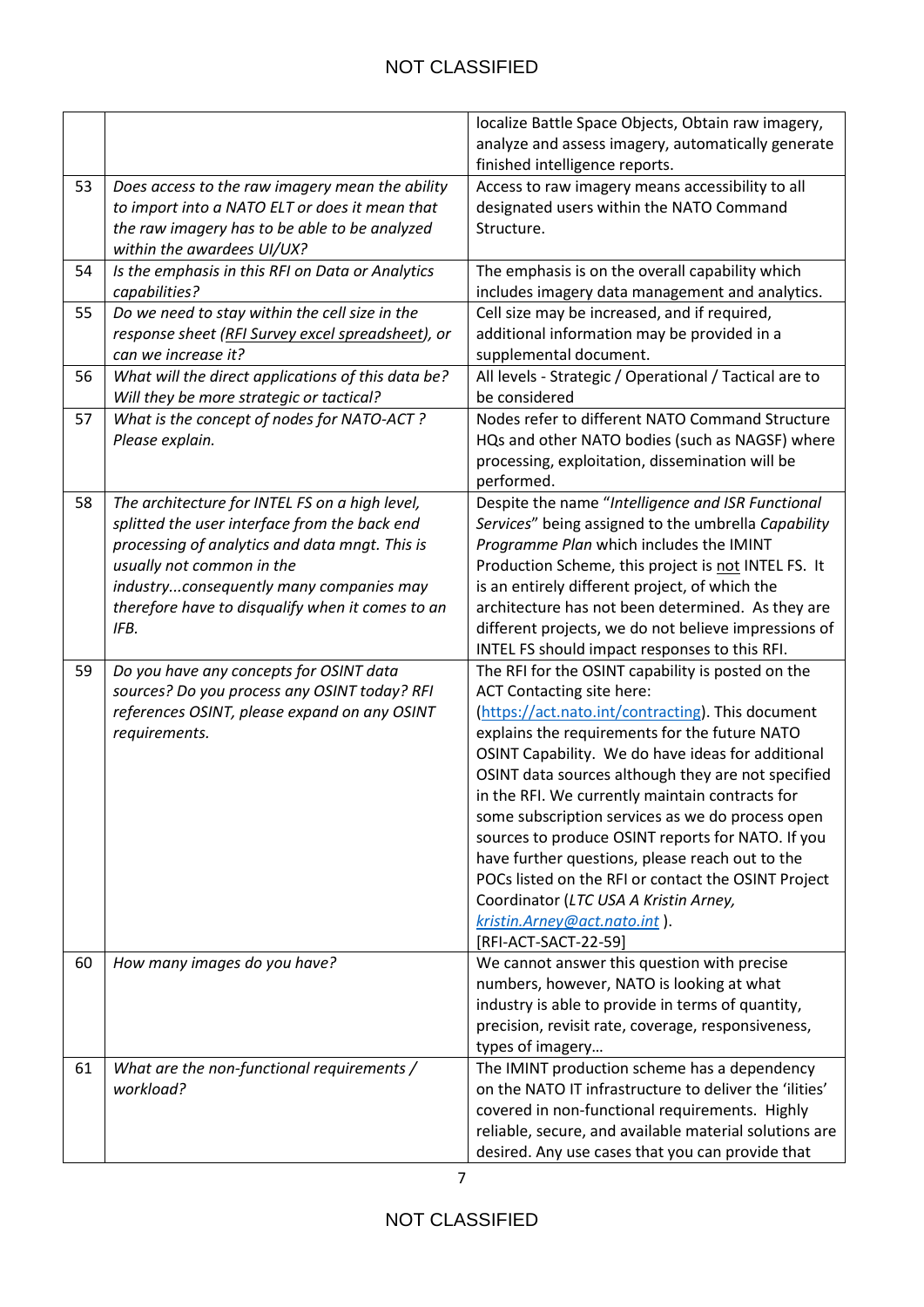| | | |
|---|---|---|
| | | localize Battle Space Objects, Obtain raw imagery, analyze and assess imagery, automatically generate finished intelligence reports. |
| 53 | *Does access to the raw imagery mean the ability to import into a NATO ELT or does it mean that the raw imagery has to be able to be analyzed within the awardees UI/UX?* | Access to raw imagery means accessibility to all designated users within the NATO Command Structure. |
| 54 | *Is the emphasis in this RFI on Data or Analytics capabilities?* | The emphasis is on the overall capability which includes imagery data management and analytics. |
| 55 | *Do we need to stay within the cell size in the response sheet (RFI Survey excel spreadsheet), or can we increase it?* | Cell size may be increased, and if required, additional information may be provided in a supplemental document. |
| 56 | *What will the direct applications of this data be? Will they be more strategic or tactical?* | All levels - Strategic / Operational / Tactical are to be considered |
| 57 | *What is the concept of nodes for NATO-ACT ? Please explain.* | Nodes refer to different NATO Command Structure HQs and other NATO bodies (such as NAGSF) where processing, exploitation, dissemination will be performed. |
| 58 | *The architecture for INTEL FS on a high level, splitted the user interface from the back end processing of analytics and data mngt. This is usually not common in the industry...consequently many companies may therefore have to disqualify when it comes to an IFB.* | Despite the name "*Intelligence and ISR Functional Services*" being assigned to the umbrella *Capability Programme Plan* which includes the IMINT Production Scheme, this project is not INTEL FS. It is an entirely different project, of which the architecture has not been determined. As they are different projects, we do not believe impressions of INTEL FS should impact responses to this RFI. |
| 59 | *Do you have any concepts for OSINT data sources? Do you process any OSINT today? RFI references OSINT, please expand on any OSINT requirements.* | The RFI for the OSINT capability is posted on the ACT Contacting site here: (https://act.nato.int/contracting). This document explains the requirements for the future NATO OSINT Capability. We do have ideas for additional OSINT data sources although they are not specified in the RFI. We currently maintain contracts for some subscription services as we do process open sources to produce OSINT reports for NATO. If you have further questions, please reach out to the POCs listed on the RFI or contact the OSINT Project Coordinator (*LTC USA A Kristin Arney, kristin.Arney@act.nato.int* ). [RFI-ACT-SACT-22-59] |
| 60 | *How many images do you have?* | We cannot answer this question with precise numbers, however, NATO is looking at what industry is able to provide in terms of quantity, precision, revisit rate, coverage, responsiveness, types of imagery… |
| 61 | *What are the non-functional requirements / workload?* | The IMINT production scheme has a dependency on the NATO IT infrastructure to deliver the 'ilities' covered in non-functional requirements. Highly reliable, secure, and available material solutions are desired. Any use cases that you can provide that |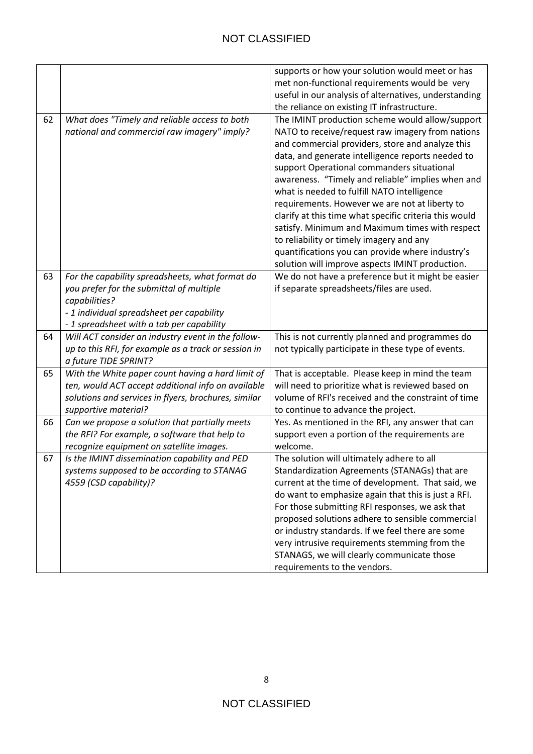| | | |
|---|---|---|
| | | supports or how your solution would meet or has met non-functional requirements would be very useful in our analysis of alternatives, understanding the reliance on existing IT infrastructure. |
| 62 | *What does "Timely and reliable access to both national and commercial raw imagery" imply?* | The IMINT production scheme would allow/support NATO to receive/request raw imagery from nations and commercial providers, store and analyze this data, and generate intelligence reports needed to support Operational commanders situational awareness. "Timely and reliable" implies when and what is needed to fulfill NATO intelligence requirements. However we are not at liberty to clarify at this time what specific criteria this would satisfy. Minimum and Maximum times with respect to reliability or timely imagery and any quantifications you can provide where industry's solution will improve aspects IMINT production. |
| 63 | *For the capability spreadsheets, what format do you prefer for the submittal of multiple capabilities?*<br>*- 1 individual spreadsheet per capability*<br>*- 1 spreadsheet with a tab per capability* | We do not have a preference but it might be easier if separate spreadsheets/files are used. |
| 64 | *Will ACT consider an industry event in the follow-up to this RFI, for example as a track or session in a future TIDE SPRINT?* | This is not currently planned and programmes do not typically participate in these type of events. |
| 65 | *With the White paper count having a hard limit of ten, would ACT accept additional info on available solutions and services in flyers, brochures, similar supportive material?* | That is acceptable. Please keep in mind the team will need to prioritize what is reviewed based on volume of RFI's received and the constraint of time to continue to advance the project. |
| 66 | *Can we propose a solution that partially meets the RFI? For example, a software that help to recognize equipment on satellite images.* | Yes. As mentioned in the RFI, any answer that can support even a portion of the requirements are welcome. |
| 67 | *Is the IMINT dissemination capability and PED systems supposed to be according to STANAG 4559 (CSD capability)?* | The solution will ultimately adhere to all Standardization Agreements (STANAGs) that are current at the time of development. That said, we do want to emphasize again that this is just a RFI. For those submitting RFI responses, we ask that proposed solutions adhere to sensible commercial or industry standards. If we feel there are some very intrusive requirements stemming from the STANAGS, we will clearly communicate those requirements to the vendors. |